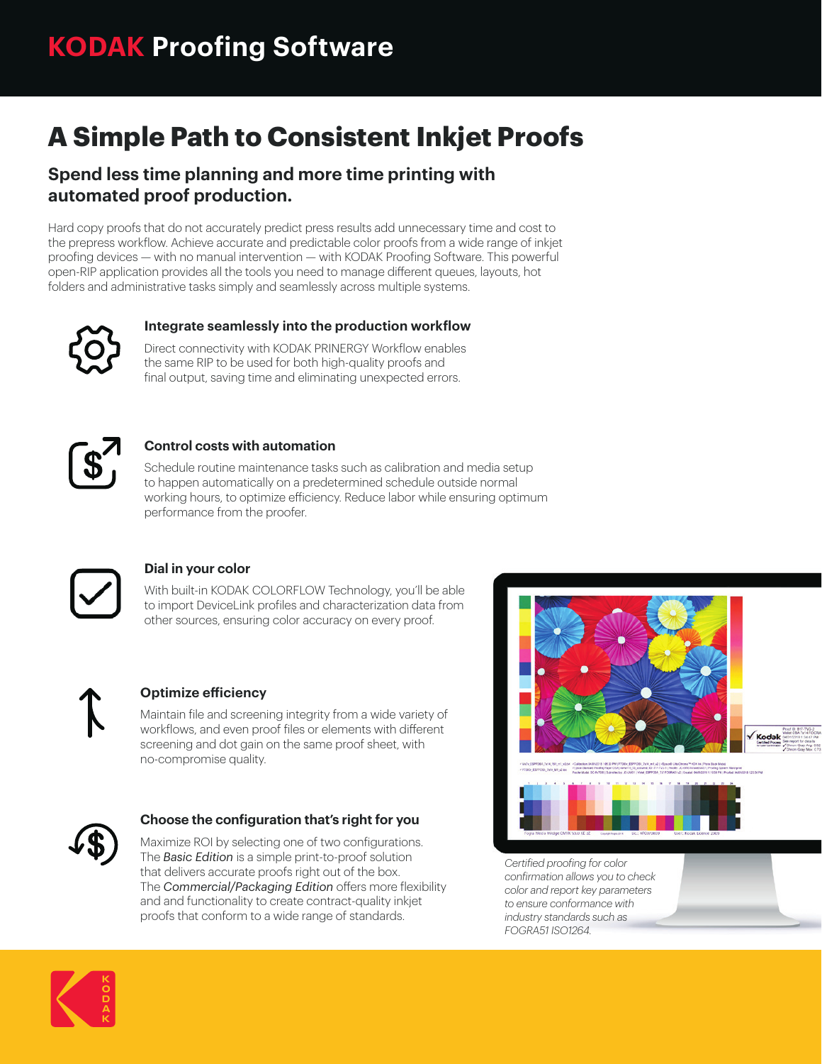# KODAK Proofing Software

## A Simple Path to Consistent Inkjet Proofs

### Spend less time planning and more time printing with automated proof production.

Hard copy proofs that do not accurately predict press results add unnecessary time and cost to the prepress workflow. Achieve accurate and predictable color proofs from a wide range of inkjet proofing devices — with no manual intervention — with KODAK Proofing Software. This powerful open-RIP application provides all the tools you need to manage different queues, layouts, hot folders and administrative tasks simply and seamlessly across multiple systems.

#### Integrate seamlessly into the production workflow

Direct connectivity with KODAK PRINERGY Workflow enables the same RIP to be used for both high-quality proofs and final output, saving time and eliminating unexpected errors.

#### Control costs with automation

Schedule routine maintenance tasks such as calibration and media setup to happen automatically on a predetermined schedule outside normal working hours, to optimize efficiency. Reduce labor while ensuring optimum performance from the proofer.

#### Dial in your color

With built-in KODAK COLORFLOW Technology, you'll be able to import DeviceLink profiles and characterization data from other sources, ensuring color accuracy on every proof.

#### Optimize efficiency

Maintain file and screening integrity from a wide variety of workflows, and even proof files or elements with different screening and dot gain on the same proof sheet, with no-compromise quality.

#### Choose the configuration that's right for you

Maximize ROI by selecting one of two configurations. The *Basic Edition* is a simple print-to-proof solution that delivers accurate proofs right out of the box. The *Commercial/Packaging Edition* offers more flexibility and and functionality to create contract-quality inkjet proofs that conform to a wide range of standards.

*Certified proofing for color confirmation allows you to check color and report key parameters to ensure conformance with industry standards such as FOGRA51 ISO1264.*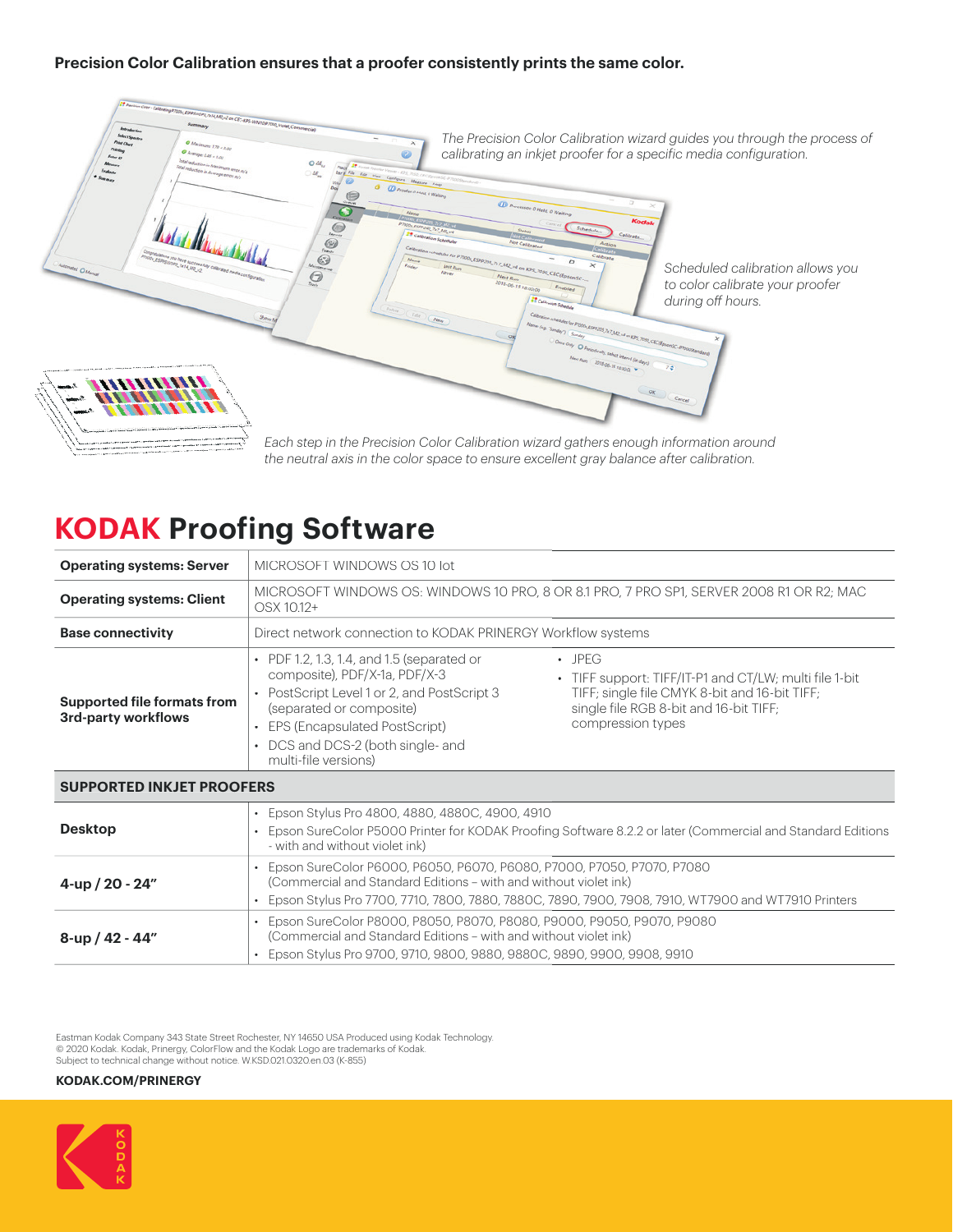**Precision Color Calibration ensures that a proofer consistently prints the same color.**

*The Precision Color Calibration wizard guides you through the process of calibrating an inkjet proofer for a specific media configuration.*

*Scheduled calibration allows you to color calibrate your proofer during off hours.*

*Each step in the Precision Color Calibration wizard gathers enough information around the neutral axis in the color space to ensure excellent gray balance after calibration.*

# KODAK Proofing Software

| | |
|---|---|
| **Operating systems: Server** | MICROSOFT WINDOWS OS 10 Iot |
| **Operating systems: Client** | MICROSOFT WINDOWS OS: WINDOWS 10 PRO, 8 OR 8.1 PRO, 7 PRO SP1, SERVER 2008 R1 OR R2; MAC OSX 10.12+ |
| **Base connectivity** | Direct network connection to KODAK PRINERGY Workflow systems |
| **Supported file formats from 3rd-party workflows** | • PDF 1.2, 1.3, 1.4, and 1.5 (separated or composite), PDF/X-1a, PDF/X-3<br>• PostScript Level 1 or 2, and PostScript 3 (separated or composite)<br>• EPS (Encapsulated PostScript)<br>• DCS and DCS-2 (both single- and multi-file versions)<br>• JPEG<br>• TIFF support: TIFF/IT-P1 and CT/LW; multi file 1-bit TIFF; single file CMYK 8-bit and 16-bit TIFF; single file RGB 8-bit and 16-bit TIFF; compression types |
| **SUPPORTED INKJET PROOFERS** | |
| **Desktop** | • Epson Stylus Pro 4800, 4880, 4880C, 4900, 4910<br>• Epson SureColor P5000 Printer for KODAK Proofing Software 8.2.2 or later (Commercial and Standard Editions - with and without violet ink) |
| **4-up / 20 - 24"** | • Epson SureColor P6000, P6050, P6070, P6080, P7000, P7050, P7070, P7080 (Commercial and Standard Editions – with and without violet ink)<br>• Epson Stylus Pro 7700, 7710, 7800, 7880, 7880C, 7890, 7900, 7908, 7910, WT7900 and WT7910 Printers |
| **8-up / 42 - 44"** | • Epson SureColor P8000, P8050, P8070, P8080, P9000, P9050, P9070, P9080 (Commercial and Standard Editions – with and without violet ink)<br>• Epson Stylus Pro 9700, 9710, 9800, 9880, 9880C, 9890, 9900, 9908, 9910 |

Eastman Kodak Company 343 State Street Rochester, NY 14650 USA Produced using Kodak Technology.
© 2020 Kodak. Kodak, Prinergy, ColorFlow and the Kodak Logo are trademarks of Kodak.
Subject to technical change without notice. W.KSD.021.0320.en.03 (K-855)

**KODAK.COM/PRINERGY**